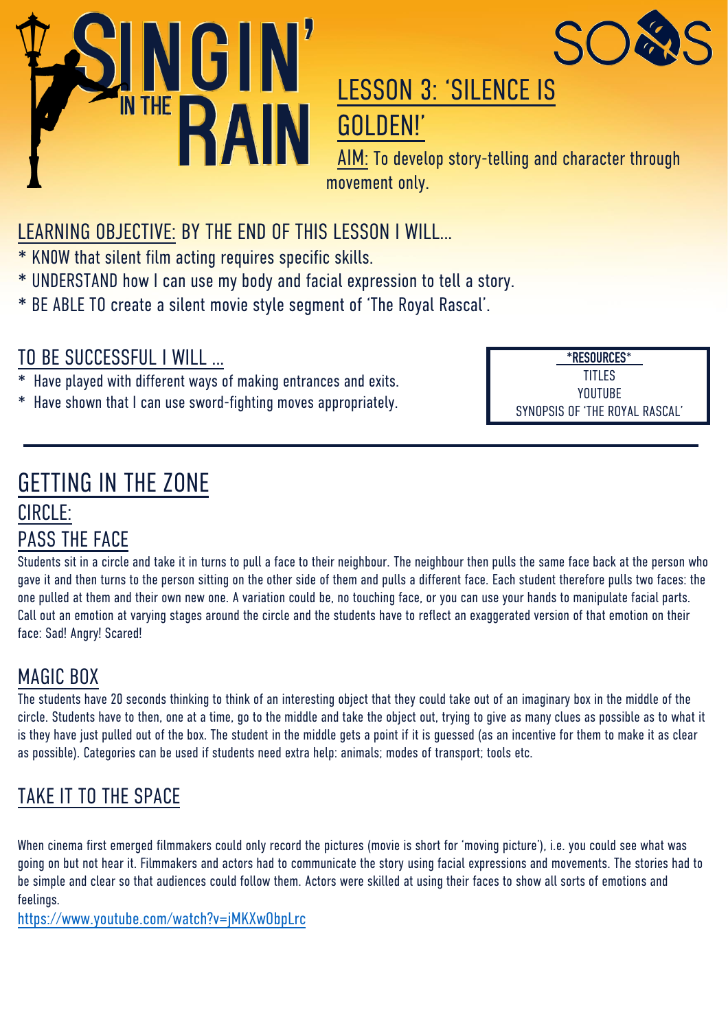# SINGIN' IN THE RAIN

SOS

## LESSON 3: 'SILENCE IS GOLDEN!'

AIM: To develop story-telling and character through movement only.

## LEARNING OBJECTIVE: BY THE END OF THIS LESSON I WILL...

* KNOW that silent film acting requires specific skills.
* UNDERSTAND how I can use my body and facial expression to tell a story.
* BE ABLE TO create a silent movie style segment of 'The Royal Rascal'.

## TO BE SUCCESSFUL I WILL ...

* Have played with different ways of making entrances and exits.
* Have shown that I can use sword-fighting moves appropriately.

**\*RESOURCES\***
TITLES
YOUTUBE
SYNOPSIS OF 'THE ROYAL RASCAL'

---

## GETTING IN THE ZONE

### CIRCLE:

### PASS THE FACE

Students sit in a circle and take it in turns to pull a face to their neighbour. The neighbour then pulls the same face back at the person who gave it and then turns to the person sitting on the other side of them and pulls a different face. Each student therefore pulls two faces: the one pulled at them and their own new one. A variation could be, no touching face, or you can use your hands to manipulate facial parts. Call out an emotion at varying stages around the circle and the students have to reflect an exaggerated version of that emotion on their face: Sad! Angry! Scared!

### MAGIC BOX

The students have 20 seconds thinking to think of an interesting object that they could take out of an imaginary box in the middle of the circle. Students have to then, one at a time, go to the middle and take the object out, trying to give as many clues as possible as to what it is they have just pulled out of the box. The student in the middle gets a point if it is guessed (as an incentive for them to make it as clear as possible). Categories can be used if students need extra help: animals; modes of transport; tools etc.

## TAKE IT TO THE SPACE

When cinema first emerged filmmakers could only record the pictures (movie is short for 'moving picture'), i.e. you could see what was going on but not hear it. Filmmakers and actors had to communicate the story using facial expressions and movements. The stories had to be simple and clear so that audiences could follow them. Actors were skilled at using their faces to show all sorts of emotions and feelings.

https://www.youtube.com/watch?v=jMKXwObpLrc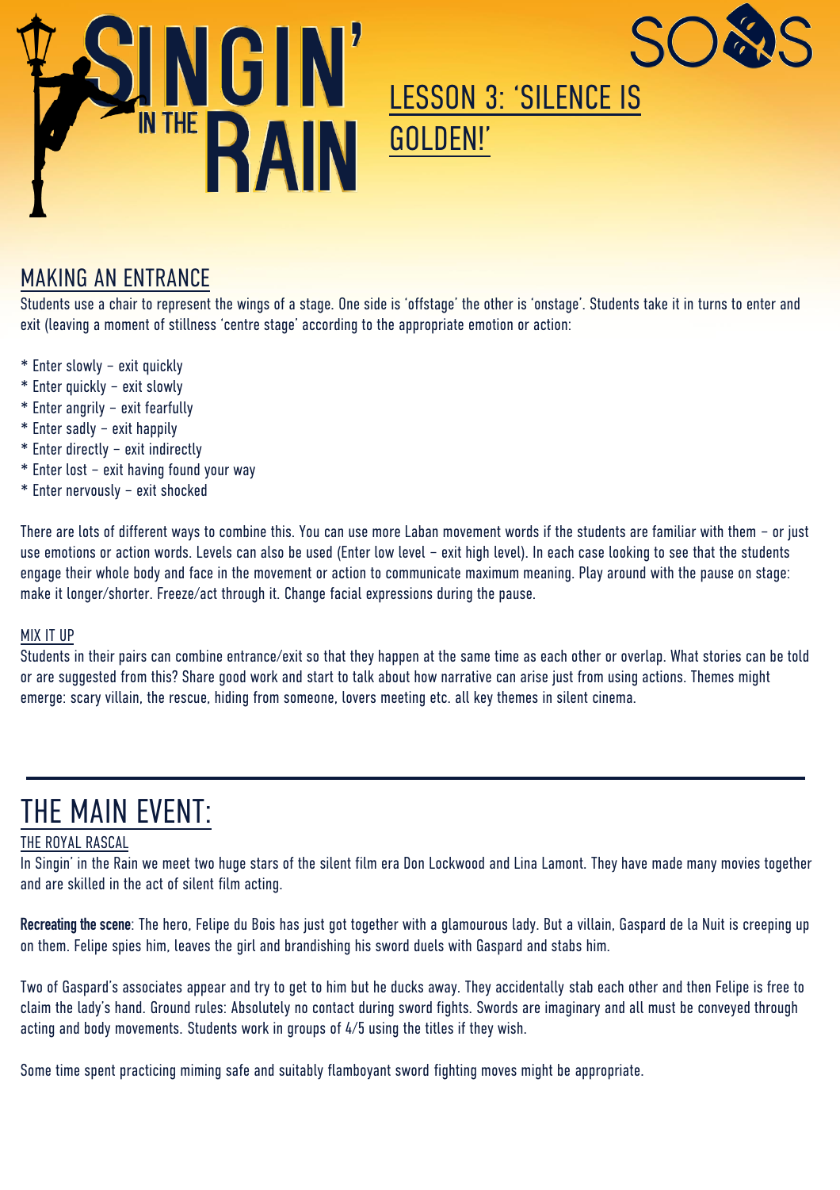# LESSON 3: 'SILENCE IS GOLDEN!'

## MAKING AN ENTRANCE

Students use a chair to represent the wings of a stage. One side is 'offstage' the other is 'onstage'. Students take it in turns to enter and exit (leaving a moment of stillness 'centre stage' according to the appropriate emotion or action:

* Enter slowly – exit quickly
* Enter quickly – exit slowly
* Enter angrily – exit fearfully
* Enter sadly – exit happily
* Enter directly – exit indirectly
* Enter lost – exit having found your way
* Enter nervously – exit shocked

There are lots of different ways to combine this. You can use more Laban movement words if the students are familiar with them – or just use emotions or action words. Levels can also be used (Enter low level – exit high level). In each case looking to see that the students engage their whole body and face in the movement or action to communicate maximum meaning. Play around with the pause on stage: make it longer/shorter. Freeze/act through it. Change facial expressions during the pause.

### MIX IT UP

Students in their pairs can combine entrance/exit so that they happen at the same time as each other or overlap. What stories can be told or are suggested from this? Share good work and start to talk about how narrative can arise just from using actions. Themes might emerge: scary villain, the rescue, hiding from someone, lovers meeting etc. all key themes in silent cinema.

---

## THE MAIN EVENT:

### THE ROYAL RASCAL

In Singin' in the Rain we meet two huge stars of the silent film era Don Lockwood and Lina Lamont. They have made many movies together and are skilled in the act of silent film acting.

**Recreating the scene**: The hero, Felipe du Bois has just got together with a glamourous lady. But a villain, Gaspard de la Nuit is creeping up on them. Felipe spies him, leaves the girl and brandishing his sword duels with Gaspard and stabs him.

Two of Gaspard's associates appear and try to get to him but he ducks away. They accidentally stab each other and then Felipe is free to claim the lady's hand. Ground rules: Absolutely no contact during sword fights. Swords are imaginary and all must be conveyed through acting and body movements. Students work in groups of 4/5 using the titles if they wish.

Some time spent practicing miming safe and suitably flamboyant sword fighting moves might be appropriate.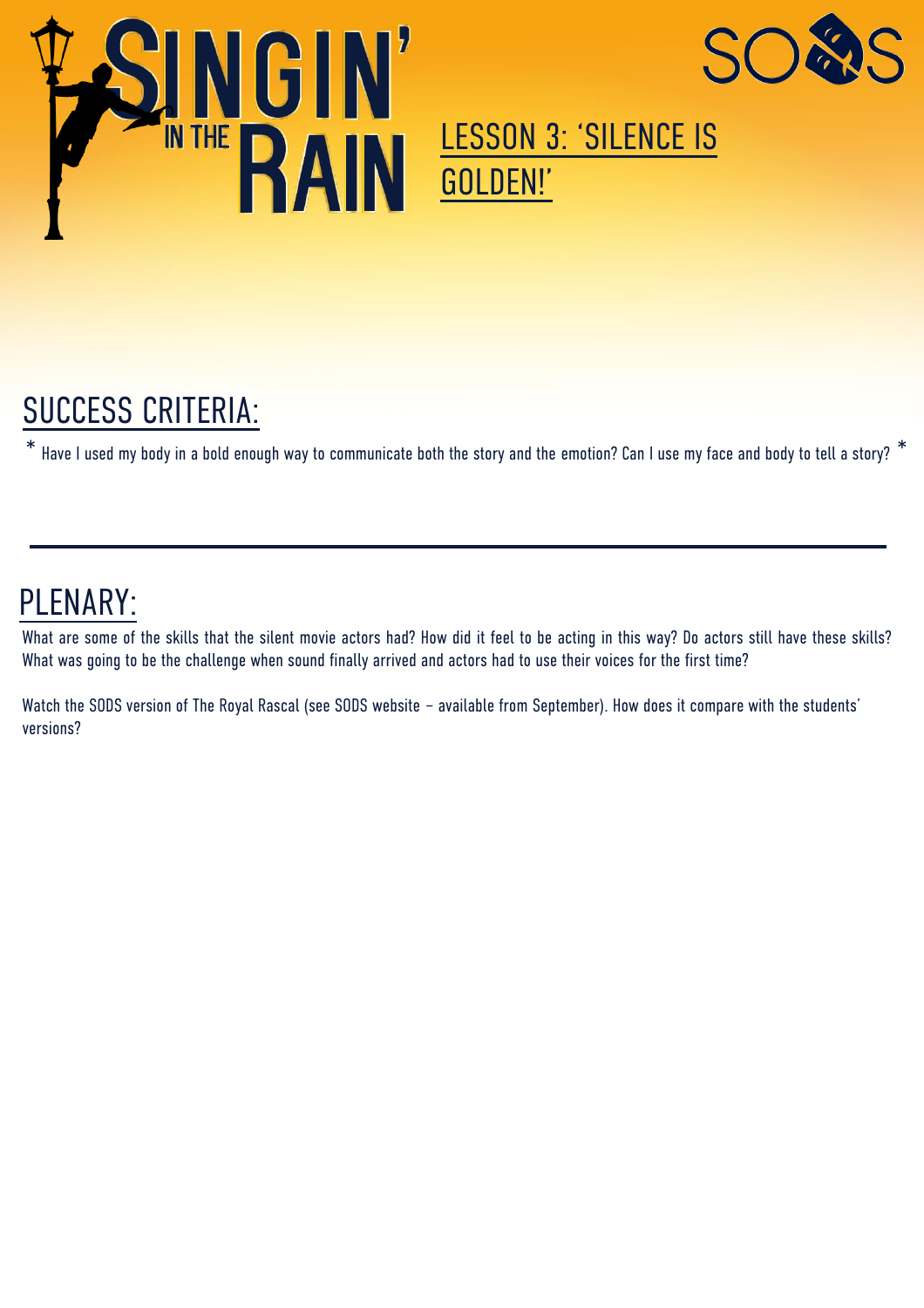# LESSON 3: 'SILENCE IS GOLDEN!'

## SUCCESS CRITERIA:

* Have I used my body in a bold enough way to communicate both the story and the emotion? Can I use my face and body to tell a story? *

---

## PLENARY:

What are some of the skills that the silent movie actors had? How did it feel to be acting in this way? Do actors still have these skills? What was going to be the challenge when sound finally arrived and actors had to use their voices for the first time?

Watch the SODS version of The Royal Rascal (see SODS website – available from September). How does it compare with the students' versions?